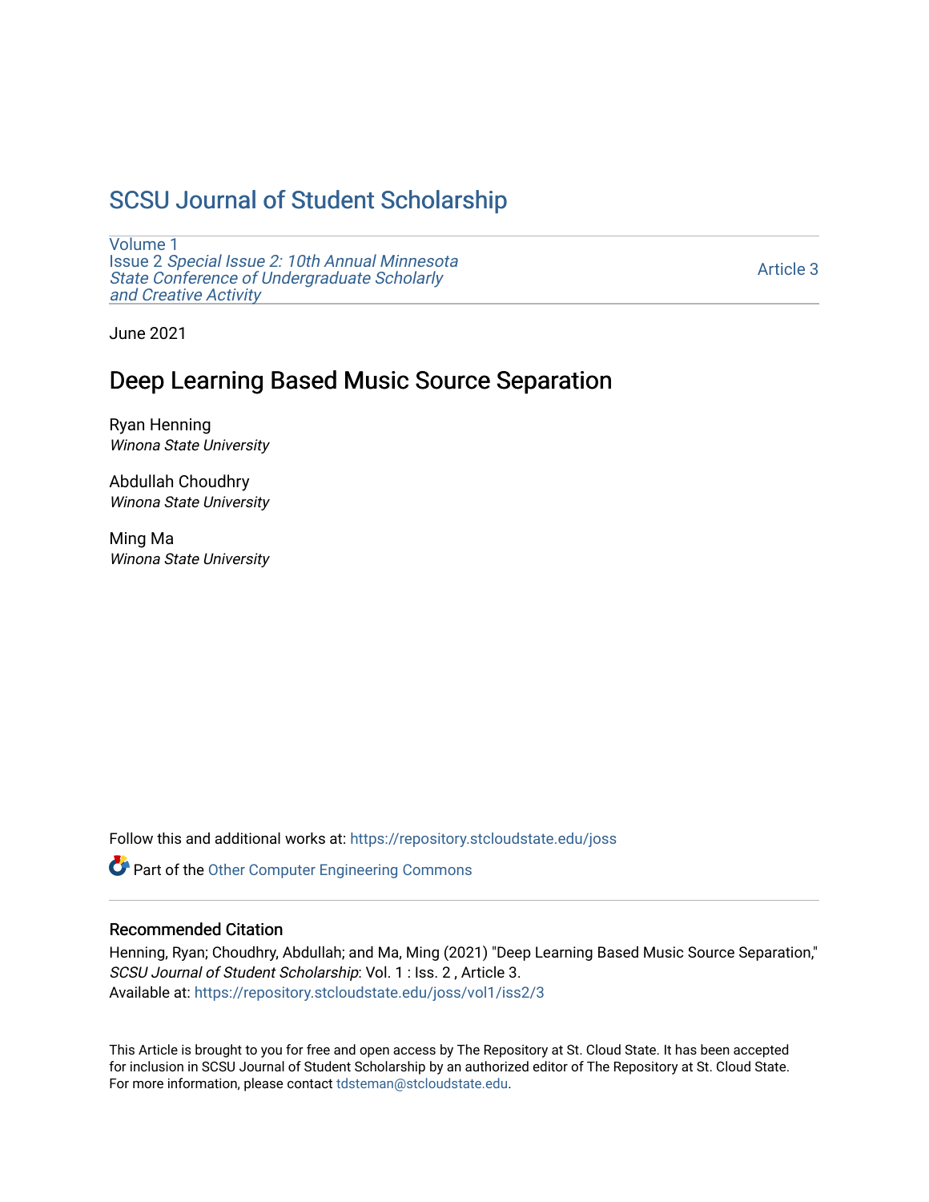# SCSU Journal of Student Scholarship

Volume 1
Issue 2 *Special Issue 2: 10th Annual Minnesota State Conference of Undergraduate Scholarly and Creative Activity*

Article 3

June 2021

## Deep Learning Based Music Source Separation

Ryan Henning
*Winona State University*

Abdullah Choudhry
*Winona State University*

Ming Ma
*Winona State University*

Follow this and additional works at: https://repository.stcloudstate.edu/joss

Part of the Other Computer Engineering Commons

### Recommended Citation

Henning, Ryan; Choudhry, Abdullah; and Ma, Ming (2021) "Deep Learning Based Music Source Separation," *SCSU Journal of Student Scholarship*: Vol. 1 : Iss. 2 , Article 3.
Available at: https://repository.stcloudstate.edu/joss/vol1/iss2/3

This Article is brought to you for free and open access by The Repository at St. Cloud State. It has been accepted for inclusion in SCSU Journal of Student Scholarship by an authorized editor of The Repository at St. Cloud State. For more information, please contact tdsteman@stcloudstate.edu.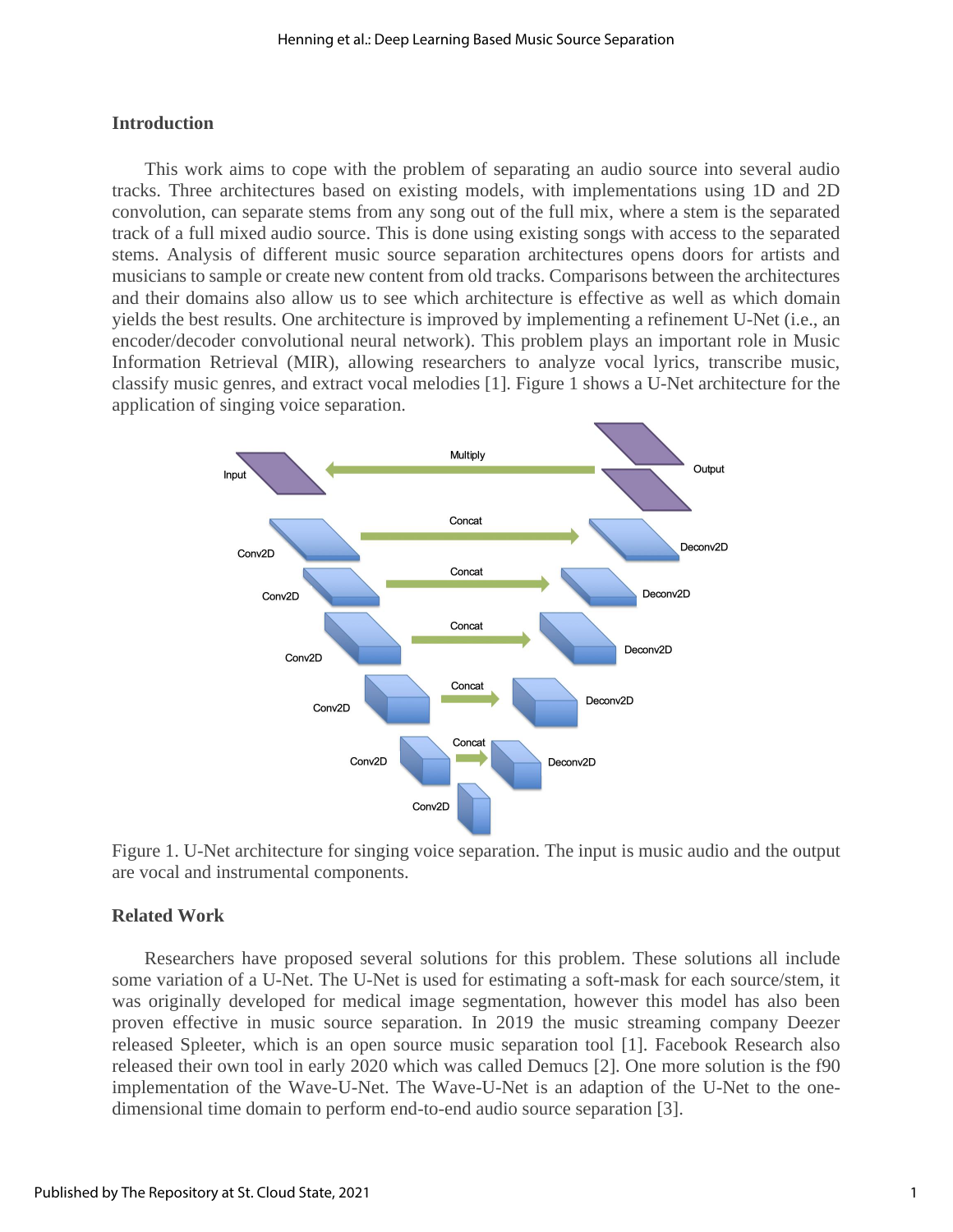## Introduction

This work aims to cope with the problem of separating an audio source into several audio tracks. Three architectures based on existing models, with implementations using 1D and 2D convolution, can separate stems from any song out of the full mix, where a stem is the separated track of a full mixed audio source. This is done using existing songs with access to the separated stems. Analysis of different music source separation architectures opens doors for artists and musicians to sample or create new content from old tracks. Comparisons between the architectures and their domains also allow us to see which architecture is effective as well as which domain yields the best results. One architecture is improved by implementing a refinement U-Net (i.e., an encoder/decoder convolutional neural network). This problem plays an important role in Music Information Retrieval (MIR), allowing researchers to analyze vocal lyrics, transcribe music, classify music genres, and extract vocal melodies [1]. Figure 1 shows a U-Net architecture for the application of singing voice separation.

Figure 1. U-Net architecture for singing voice separation. The input is music audio and the output are vocal and instrumental components.

## Related Work

Researchers have proposed several solutions for this problem. These solutions all include some variation of a U-Net. The U-Net is used for estimating a soft-mask for each source/stem, it was originally developed for medical image segmentation, however this model has also been proven effective in music source separation. In 2019 the music streaming company Deezer released Spleeter, which is an open source music separation tool [1]. Facebook Research also released their own tool in early 2020 which was called Demucs [2]. One more solution is the f90 implementation of the Wave-U-Net. The Wave-U-Net is an adaption of the U-Net to the one-dimensional time domain to perform end-to-end audio source separation [3].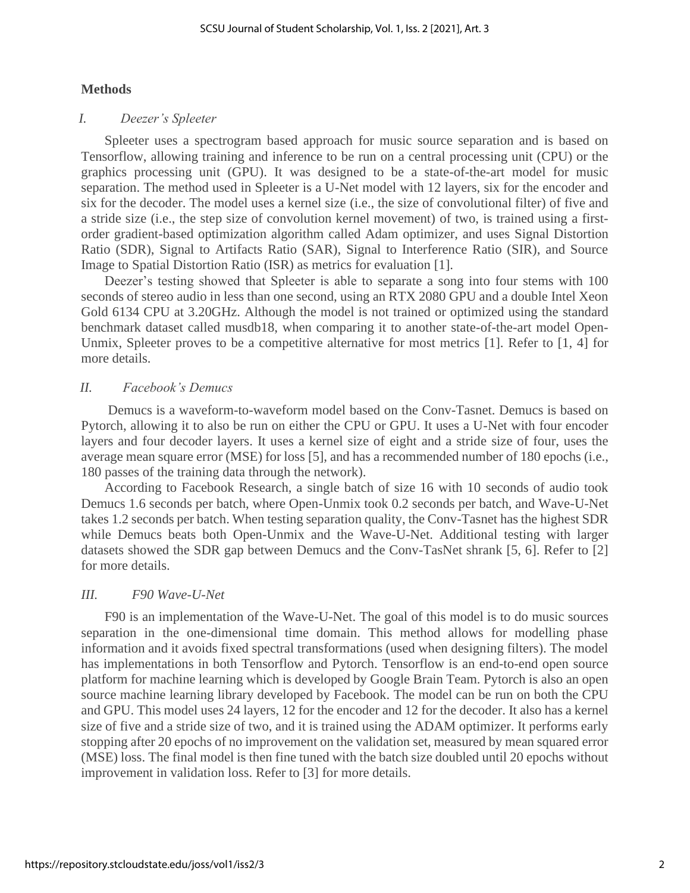## Methods

### *I. Deezer's Spleeter*

Spleeter uses a spectrogram based approach for music source separation and is based on Tensorflow, allowing training and inference to be run on a central processing unit (CPU) or the graphics processing unit (GPU). It was designed to be a state-of-the-art model for music separation. The method used in Spleeter is a U-Net model with 12 layers, six for the encoder and six for the decoder. The model uses a kernel size (i.e., the size of convolutional filter) of five and a stride size (i.e., the step size of convolution kernel movement) of two, is trained using a first-order gradient-based optimization algorithm called Adam optimizer, and uses Signal Distortion Ratio (SDR), Signal to Artifacts Ratio (SAR), Signal to Interference Ratio (SIR), and Source Image to Spatial Distortion Ratio (ISR) as metrics for evaluation [1].

Deezer's testing showed that Spleeter is able to separate a song into four stems with 100 seconds of stereo audio in less than one second, using an RTX 2080 GPU and a double Intel Xeon Gold 6134 CPU at 3.20GHz. Although the model is not trained or optimized using the standard benchmark dataset called musdb18, when comparing it to another state-of-the-art model Open-Unmix, Spleeter proves to be a competitive alternative for most metrics [1]. Refer to [1, 4] for more details.

### *II. Facebook's Demucs*

Demucs is a waveform-to-waveform model based on the Conv-Tasnet. Demucs is based on Pytorch, allowing it to also be run on either the CPU or GPU. It uses a U-Net with four encoder layers and four decoder layers. It uses a kernel size of eight and a stride size of four, uses the average mean square error (MSE) for loss [5], and has a recommended number of 180 epochs (i.e., 180 passes of the training data through the network).

According to Facebook Research, a single batch of size 16 with 10 seconds of audio took Demucs 1.6 seconds per batch, where Open-Unmix took 0.2 seconds per batch, and Wave-U-Net takes 1.2 seconds per batch. When testing separation quality, the Conv-Tasnet has the highest SDR while Demucs beats both Open-Unmix and the Wave-U-Net. Additional testing with larger datasets showed the SDR gap between Demucs and the Conv-TasNet shrank [5, 6]. Refer to [2] for more details.

### *III. F90 Wave-U-Net*

F90 is an implementation of the Wave-U-Net. The goal of this model is to do music sources separation in the one-dimensional time domain. This method allows for modelling phase information and it avoids fixed spectral transformations (used when designing filters). The model has implementations in both Tensorflow and Pytorch. Tensorflow is an end-to-end open source platform for machine learning which is developed by Google Brain Team. Pytorch is also an open source machine learning library developed by Facebook. The model can be run on both the CPU and GPU. This model uses 24 layers, 12 for the encoder and 12 for the decoder. It also has a kernel size of five and a stride size of two, and it is trained using the ADAM optimizer. It performs early stopping after 20 epochs of no improvement on the validation set, measured by mean squared error (MSE) loss. The final model is then fine tuned with the batch size doubled until 20 epochs without improvement in validation loss. Refer to [3] for more details.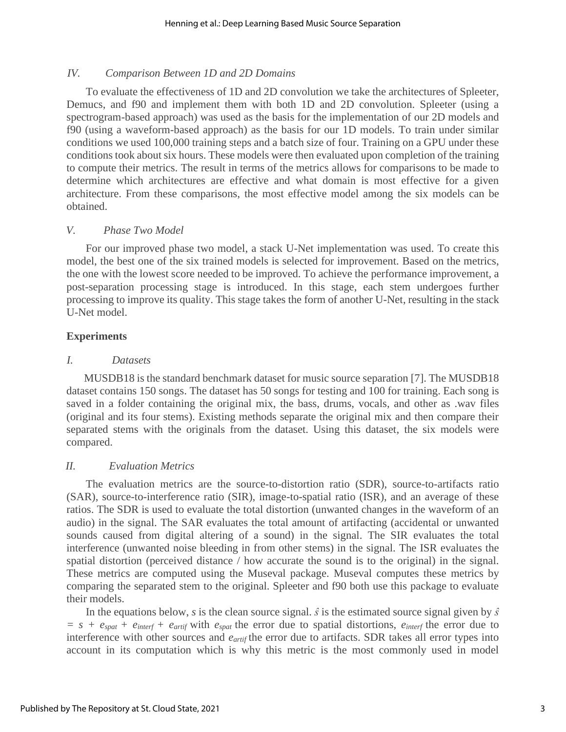### *IV. Comparison Between 1D and 2D Domains*

To evaluate the effectiveness of 1D and 2D convolution we take the architectures of Spleeter, Demucs, and f90 and implement them with both 1D and 2D convolution. Spleeter (using a spectrogram-based approach) was used as the basis for the implementation of our 2D models and f90 (using a waveform-based approach) as the basis for our 1D models. To train under similar conditions we used 100,000 training steps and a batch size of four. Training on a GPU under these conditions took about six hours. These models were then evaluated upon completion of the training to compute their metrics. The result in terms of the metrics allows for comparisons to be made to determine which architectures are effective and what domain is most effective for a given architecture. From these comparisons, the most effective model among the six models can be obtained.

### *V. Phase Two Model*

For our improved phase two model, a stack U-Net implementation was used. To create this model, the best one of the six trained models is selected for improvement. Based on the metrics, the one with the lowest score needed to be improved. To achieve the performance improvement, a post-separation processing stage is introduced. In this stage, each stem undergoes further processing to improve its quality. This stage takes the form of another U-Net, resulting in the stack U-Net model.

## **Experiments**

### *I. Datasets*

MUSDB18 is the standard benchmark dataset for music source separation [7]. The MUSDB18 dataset contains 150 songs. The dataset has 50 songs for testing and 100 for training. Each song is saved in a folder containing the original mix, the bass, drums, vocals, and other as .wav files (original and its four stems). Existing methods separate the original mix and then compare their separated stems with the originals from the dataset. Using this dataset, the six models were compared.

### *II. Evaluation Metrics*

The evaluation metrics are the source-to-distortion ratio (SDR), source-to-artifacts ratio (SAR), source-to-interference ratio (SIR), image-to-spatial ratio (ISR), and an average of these ratios. The SDR is used to evaluate the total distortion (unwanted changes in the waveform of an audio) in the signal. The SAR evaluates the total amount of artifacting (accidental or unwanted sounds caused from digital altering of a sound) in the signal. The SIR evaluates the total interference (unwanted noise bleeding in from other stems) in the signal. The ISR evaluates the spatial distortion (perceived distance / how accurate the sound is to the original) in the signal. These metrics are computed using the Museval package. Museval computes these metrics by comparing the separated stem to the original. Spleeter and f90 both use this package to evaluate their models.

In the equations below, $s$ is the clean source signal. $\hat{s}$ is the estimated source signal given by $\hat{s} = s + e_{spat} + e_{interf} + e_{artif}$ with $e_{spat}$ the error due to spatial distortions, $e_{interf}$ the error due to interference with other sources and $e_{artif}$ the error due to artifacts. SDR takes all error types into account in its computation which is why this metric is the most commonly used in model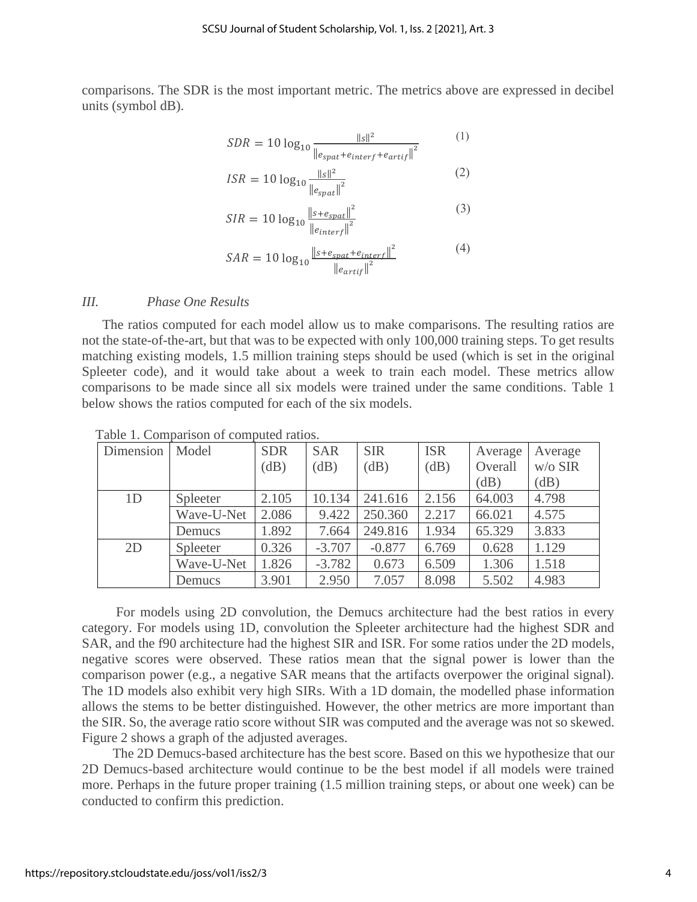comparisons. The SDR is the most important metric. The metrics above are expressed in decibel units (symbol dB).

$$SDR = 10 \log_{10} \frac{\|s\|^2}{\|e_{spat} + e_{interf} + e_{artif}\|^2} \tag{1}$$

$$ISR = 10 \log_{10} \frac{\|s\|^2}{\|e_{spat}\|^2} \tag{2}$$

$$SIR = 10 \log_{10} \frac{\|s + e_{spat}\|^2}{\|e_{interf}\|^2} \tag{3}$$

$$SAR = 10 \log_{10} \frac{\|s + e_{spat} + e_{interf}\|^2}{\|e_{artif}\|^2} \tag{4}$$

### *III. Phase One Results*

The ratios computed for each model allow us to make comparisons. The resulting ratios are not the state-of-the-art, but that was to be expected with only 100,000 training steps. To get results matching existing models, 1.5 million training steps should be used (which is set in the original Spleeter code), and it would take about a week to train each model. These metrics allow comparisons to be made since all six models were trained under the same conditions. Table 1 below shows the ratios computed for each of the six models.

Table 1. Comparison of computed ratios.

| Dimension | Model | SDR (dB) | SAR (dB) | SIR (dB) | ISR (dB) | Average Overall (dB) | Average w/o SIR (dB) |
|---|---|---|---|---|---|---|---|
| 1D | Spleeter | 2.105 | 10.134 | 241.616 | 2.156 | 64.003 | 4.798 |
| | Wave-U-Net | 2.086 | 9.422 | 250.360 | 2.217 | 66.021 | 4.575 |
| | Demucs | 1.892 | 7.664 | 249.816 | 1.934 | 65.329 | 3.833 |
| 2D | Spleeter | 0.326 | -3.707 | -0.877 | 6.769 | 0.628 | 1.129 |
| | Wave-U-Net | 1.826 | -3.782 | 0.673 | 6.509 | 1.306 | 1.518 |
| | Demucs | 3.901 | 2.950 | 7.057 | 8.098 | 5.502 | 4.983 |

For models using 2D convolution, the Demucs architecture had the best ratios in every category. For models using 1D, convolution the Spleeter architecture had the highest SDR and SAR, and the f90 architecture had the highest SIR and ISR. For some ratios under the 2D models, negative scores were observed. These ratios mean that the signal power is lower than the comparison power (e.g., a negative SAR means that the artifacts overpower the original signal). The 1D models also exhibit very high SIRs. With a 1D domain, the modelled phase information allows the stems to be better distinguished. However, the other metrics are more important than the SIR. So, the average ratio score without SIR was computed and the average was not so skewed. Figure 2 shows a graph of the adjusted averages.

The 2D Demucs-based architecture has the best score. Based on this we hypothesize that our 2D Demucs-based architecture would continue to be the best model if all models were trained more. Perhaps in the future proper training (1.5 million training steps, or about one week) can be conducted to confirm this prediction.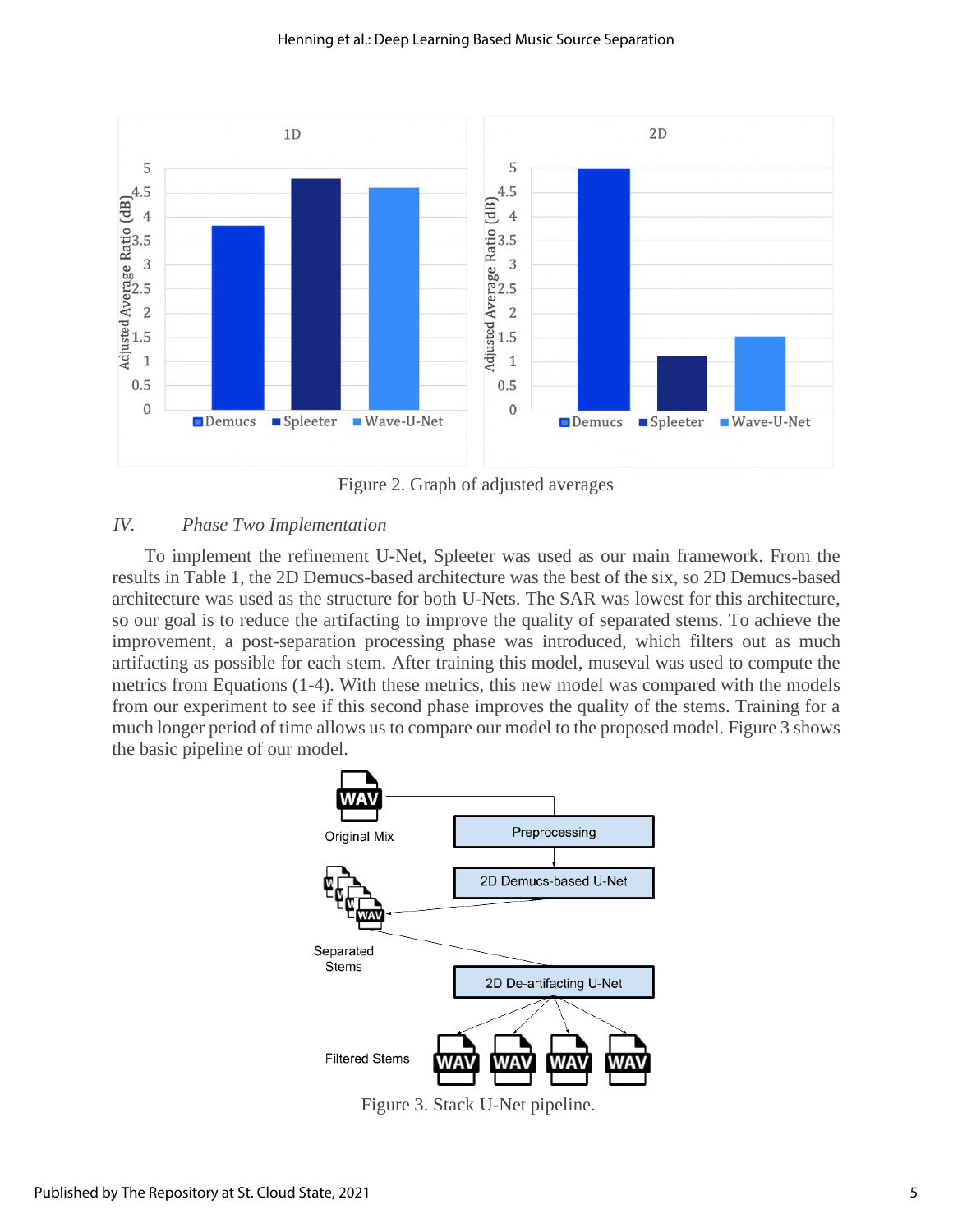Figure 2. Graph of adjusted averages

### IV. *Phase Two Implementation*

To implement the refinement U-Net, Spleeter was used as our main framework. From the results in Table 1, the 2D Demucs-based architecture was the best of the six, so 2D Demucs-based architecture was used as the structure for both U-Nets. The SAR was lowest for this architecture, so our goal is to reduce the artifacting to improve the quality of separated stems. To achieve the improvement, a post-separation processing phase was introduced, which filters out as much artifacting as possible for each stem. After training this model, museval was used to compute the metrics from Equations (1-4). With these metrics, this new model was compared with the models from our experiment to see if this second phase improves the quality of the stems. Training for a much longer period of time allows us to compare our model to the proposed model. Figure 3 shows the basic pipeline of our model.

Figure 3. Stack U-Net pipeline.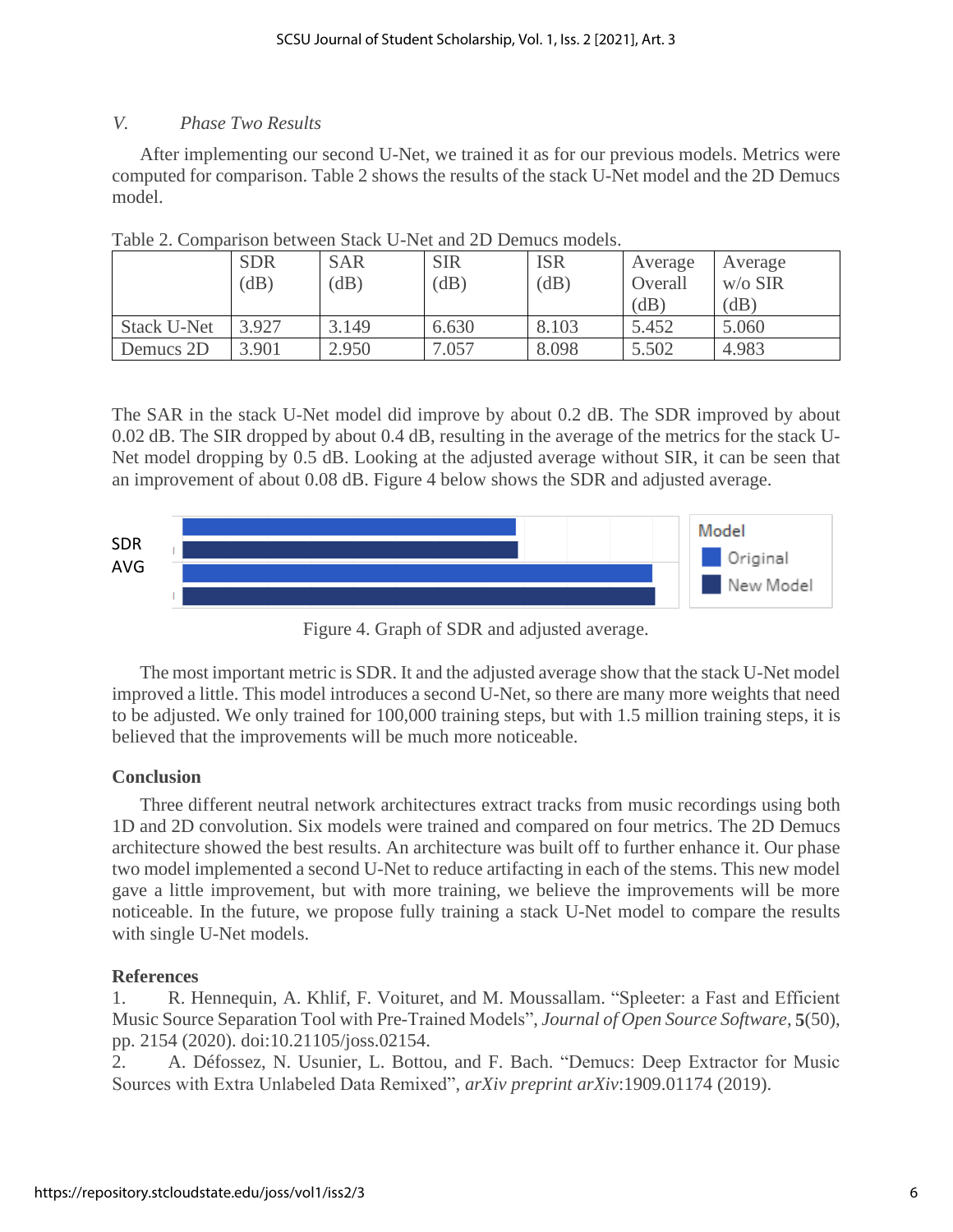### V. *Phase Two Results*

After implementing our second U-Net, we trained it as for our previous models. Metrics were computed for comparison. Table 2 shows the results of the stack U-Net model and the 2D Demucs model.

Table 2. Comparison between Stack U-Net and 2D Demucs models.

| | SDR (dB) | SAR (dB) | SIR (dB) | ISR (dB) | Average Overall (dB) | Average w/o SIR (dB) |
|---|---|---|---|---|---|---|
| Stack U-Net | 3.927 | 3.149 | 6.630 | 8.103 | 5.452 | 5.060 |
| Demucs 2D | 3.901 | 2.950 | 7.057 | 8.098 | 5.502 | 4.983 |

The SAR in the stack U-Net model did improve by about 0.2 dB. The SDR improved by about 0.02 dB. The SIR dropped by about 0.4 dB, resulting in the average of the metrics for the stack U-Net model dropping by 0.5 dB. Looking at the adjusted average without SIR, it can be seen that an improvement of about 0.08 dB. Figure 4 below shows the SDR and adjusted average.

Figure 4. Graph of SDR and adjusted average.

The most important metric is SDR. It and the adjusted average show that the stack U-Net model improved a little. This model introduces a second U-Net, so there are many more weights that need to be adjusted. We only trained for 100,000 training steps, but with 1.5 million training steps, it is believed that the improvements will be much more noticeable.

## Conclusion

Three different neutral network architectures extract tracks from music recordings using both 1D and 2D convolution. Six models were trained and compared on four metrics. The 2D Demucs architecture showed the best results. An architecture was built off to further enhance it. Our phase two model implemented a second U-Net to reduce artifacting in each of the stems. This new model gave a little improvement, but with more training, we believe the improvements will be more noticeable. In the future, we propose fully training a stack U-Net model to compare the results with single U-Net models.

## References

1. R. Hennequin, A. Khlif, F. Voituret, and M. Moussallam. "Spleeter: a Fast and Efficient Music Source Separation Tool with Pre-Trained Models", *Journal of Open Source Software*, **5**(50), pp. 2154 (2020). doi:10.21105/joss.02154.
2. A. Défossez, N. Usunier, L. Bottou, and F. Bach. "Demucs: Deep Extractor for Music Sources with Extra Unlabeled Data Remixed", *arXiv preprint arXiv*:1909.01174 (2019).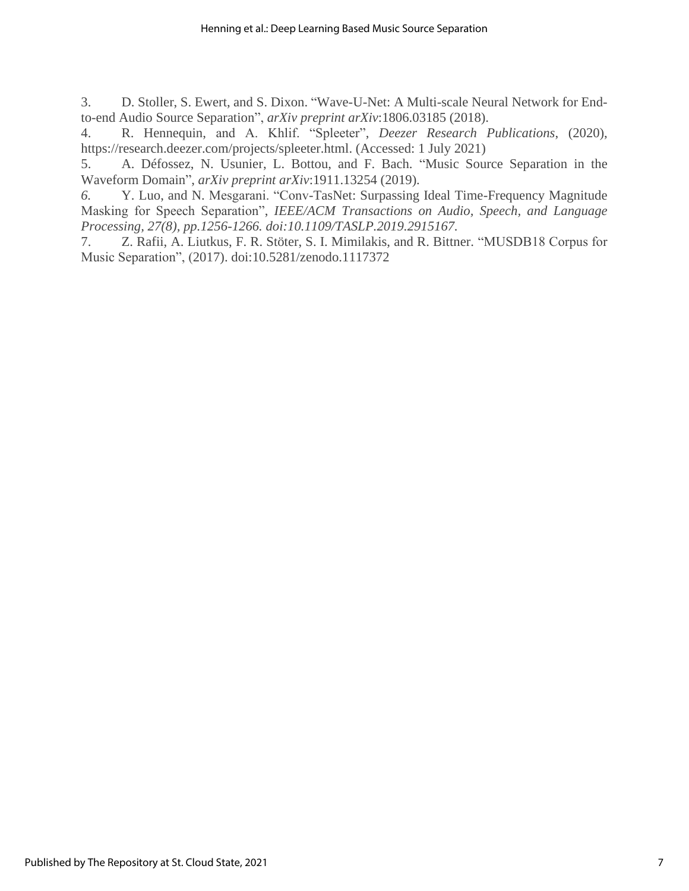3. D. Stoller, S. Ewert, and S. Dixon. "Wave-U-Net: A Multi-scale Neural Network for End-to-end Audio Source Separation", *arXiv preprint arXiv*:1806.03185 (2018).
4. R. Hennequin, and A. Khlif. "Spleeter", *Deezer Research Publications*, (2020), https://research.deezer.com/projects/spleeter.html. (Accessed: 1 July 2021)
5. A. Défossez, N. Usunier, L. Bottou, and F. Bach. "Music Source Separation in the Waveform Domain", *arXiv preprint arXiv*:1911.13254 (2019).
6. Y. Luo, and N. Mesgarani. "Conv-TasNet: Surpassing Ideal Time-Frequency Magnitude Masking for Speech Separation", *IEEE/ACM Transactions on Audio, Speech, and Language Processing, 27(8), pp.1256-1266. doi:10.1109/TASLP.2019.2915167.*
7. Z. Rafii, A. Liutkus, F. R. Stöter, S. I. Mimilakis, and R. Bittner. "MUSDB18 Corpus for Music Separation", (2017). doi:10.5281/zenodo.1117372